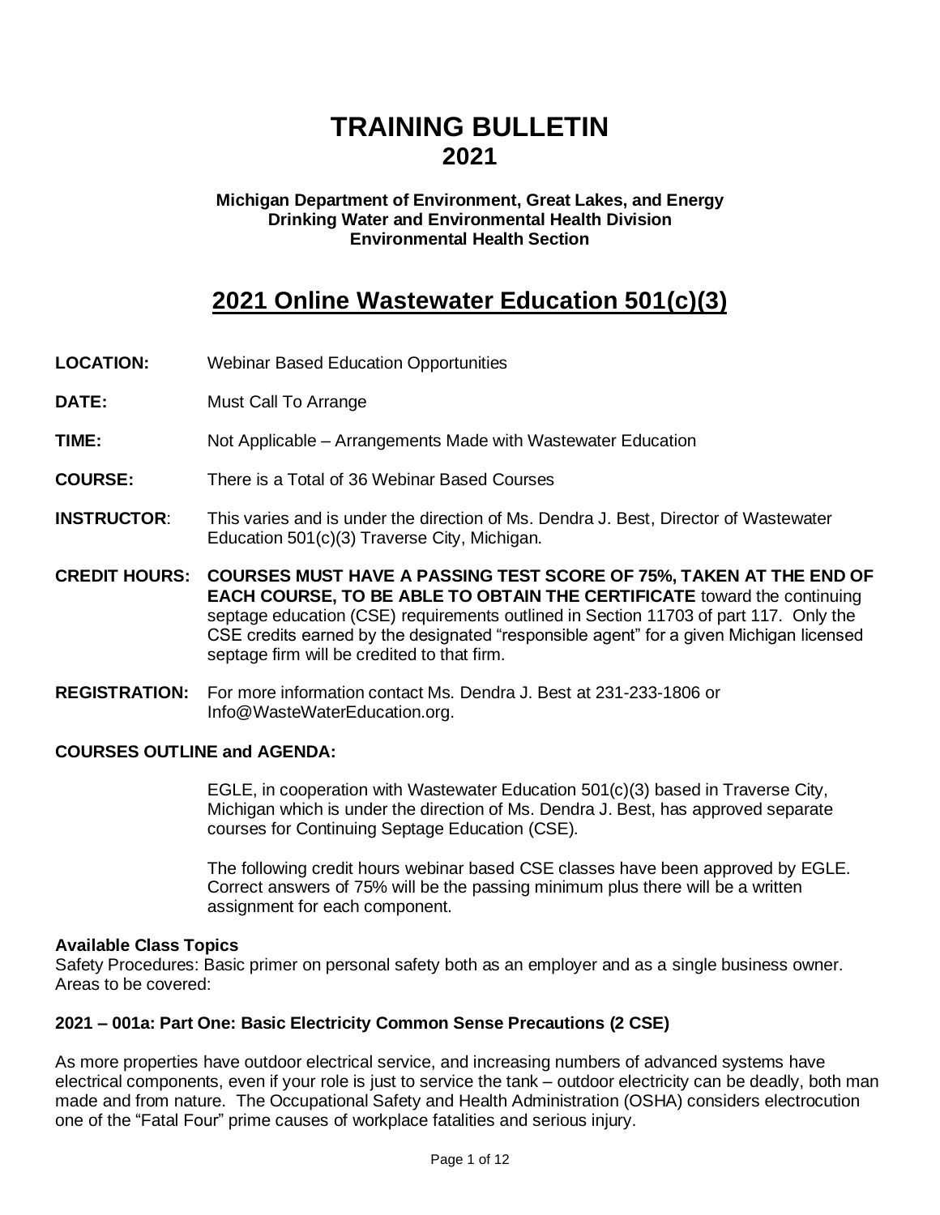# TRAINING BULLETIN
# 2021

**Michigan Department of Environment, Great Lakes, and Energy**
**Drinking Water and Environmental Health Division**
**Environmental Health Section**

## 2021 Online Wastewater Education 501(c)(3)

**LOCATION:** Webinar Based Education Opportunities

**DATE:** Must Call To Arrange

**TIME:** Not Applicable – Arrangements Made with Wastewater Education

**COURSE:** There is a Total of 36 Webinar Based Courses

**INSTRUCTOR**: This varies and is under the direction of Ms. Dendra J. Best, Director of Wastewater Education 501(c)(3) Traverse City, Michigan.

**CREDIT HOURS: COURSES MUST HAVE A PASSING TEST SCORE OF 75%, TAKEN AT THE END OF EACH COURSE, TO BE ABLE TO OBTAIN THE CERTIFICATE** toward the continuing septage education (CSE) requirements outlined in Section 11703 of part 117. Only the CSE credits earned by the designated "responsible agent" for a given Michigan licensed septage firm will be credited to that firm.

**REGISTRATION:** For more information contact Ms. Dendra J. Best at 231-233-1806 or Info@WasteWaterEducation.org.

**COURSES OUTLINE and AGENDA:**

EGLE, in cooperation with Wastewater Education 501(c)(3) based in Traverse City, Michigan which is under the direction of Ms. Dendra J. Best, has approved separate courses for Continuing Septage Education (CSE).

The following credit hours webinar based CSE classes have been approved by EGLE. Correct answers of 75% will be the passing minimum plus there will be a written assignment for each component.

**Available Class Topics**
Safety Procedures: Basic primer on personal safety both as an employer and as a single business owner. Areas to be covered:

**2021 – 001a: Part One: Basic Electricity Common Sense Precautions (2 CSE)**

As more properties have outdoor electrical service, and increasing numbers of advanced systems have electrical components, even if your role is just to service the tank – outdoor electricity can be deadly, both man made and from nature. The Occupational Safety and Health Administration (OSHA) considers electrocution one of the "Fatal Four" prime causes of workplace fatalities and serious injury.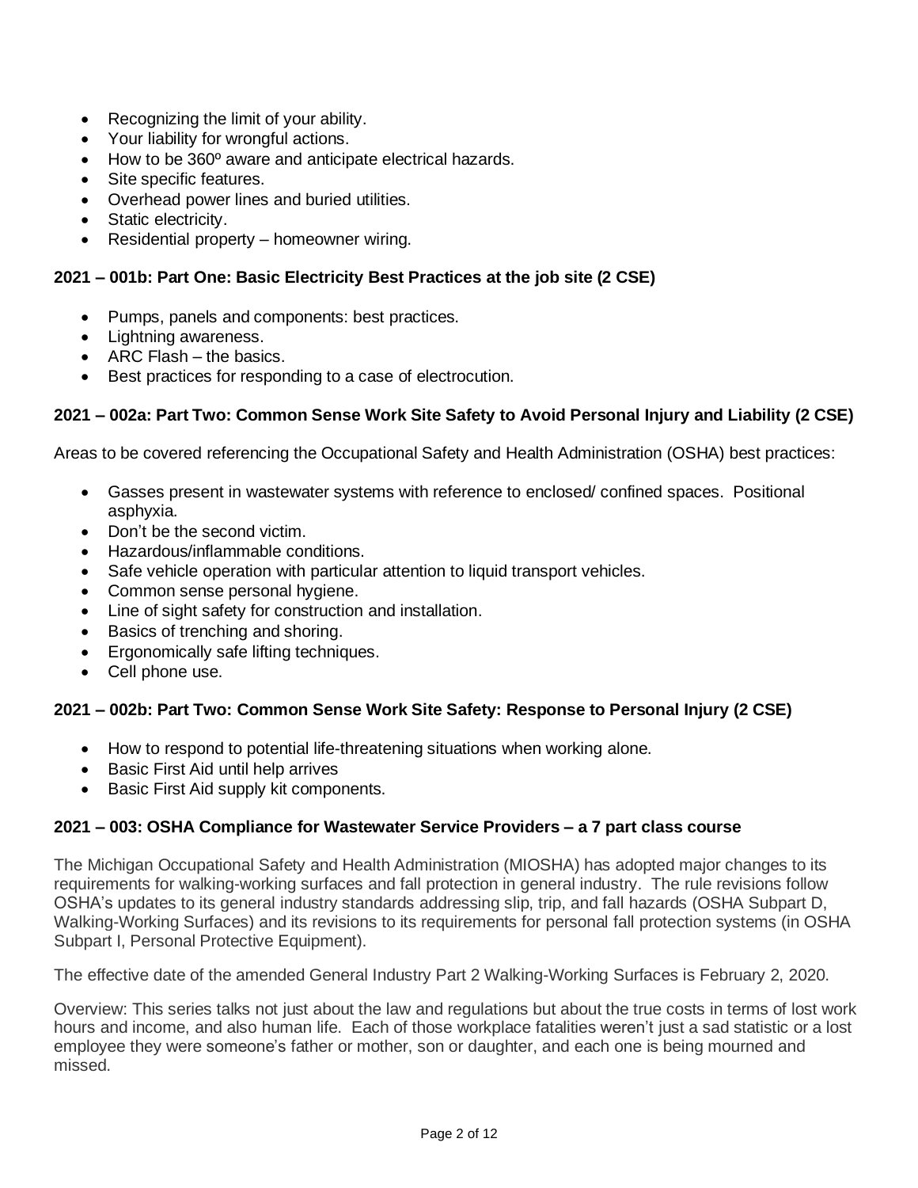- Recognizing the limit of your ability.
- Your liability for wrongful actions.
- How to be 360º aware and anticipate electrical hazards.
- Site specific features.
- Overhead power lines and buried utilities.
- Static electricity.
- Residential property – homeowner wiring.

### 2021 – 001b: Part One: Basic Electricity Best Practices at the job site (2 CSE)

- Pumps, panels and components: best practices.
- Lightning awareness.
- ARC Flash – the basics.
- Best practices for responding to a case of electrocution.

### 2021 – 002a: Part Two: Common Sense Work Site Safety to Avoid Personal Injury and Liability (2 CSE)

Areas to be covered referencing the Occupational Safety and Health Administration (OSHA) best practices:

- Gasses present in wastewater systems with reference to enclosed/ confined spaces. Positional asphyxia.
- Don't be the second victim.
- Hazardous/inflammable conditions.
- Safe vehicle operation with particular attention to liquid transport vehicles.
- Common sense personal hygiene.
- Line of sight safety for construction and installation.
- Basics of trenching and shoring.
- Ergonomically safe lifting techniques.
- Cell phone use.

### 2021 – 002b: Part Two: Common Sense Work Site Safety: Response to Personal Injury (2 CSE)

- How to respond to potential life-threatening situations when working alone.
- Basic First Aid until help arrives
- Basic First Aid supply kit components.

### 2021 – 003: OSHA Compliance for Wastewater Service Providers – a 7 part class course

The Michigan Occupational Safety and Health Administration (MIOSHA) has adopted major changes to its requirements for walking-working surfaces and fall protection in general industry. The rule revisions follow OSHA's updates to its general industry standards addressing slip, trip, and fall hazards (OSHA Subpart D, Walking-Working Surfaces) and its revisions to its requirements for personal fall protection systems (in OSHA Subpart I, Personal Protective Equipment).

The effective date of the amended General Industry Part 2 Walking-Working Surfaces is February 2, 2020.

Overview: This series talks not just about the law and regulations but about the true costs in terms of lost work hours and income, and also human life. Each of those workplace fatalities weren't just a sad statistic or a lost employee they were someone's father or mother, son or daughter, and each one is being mourned and missed.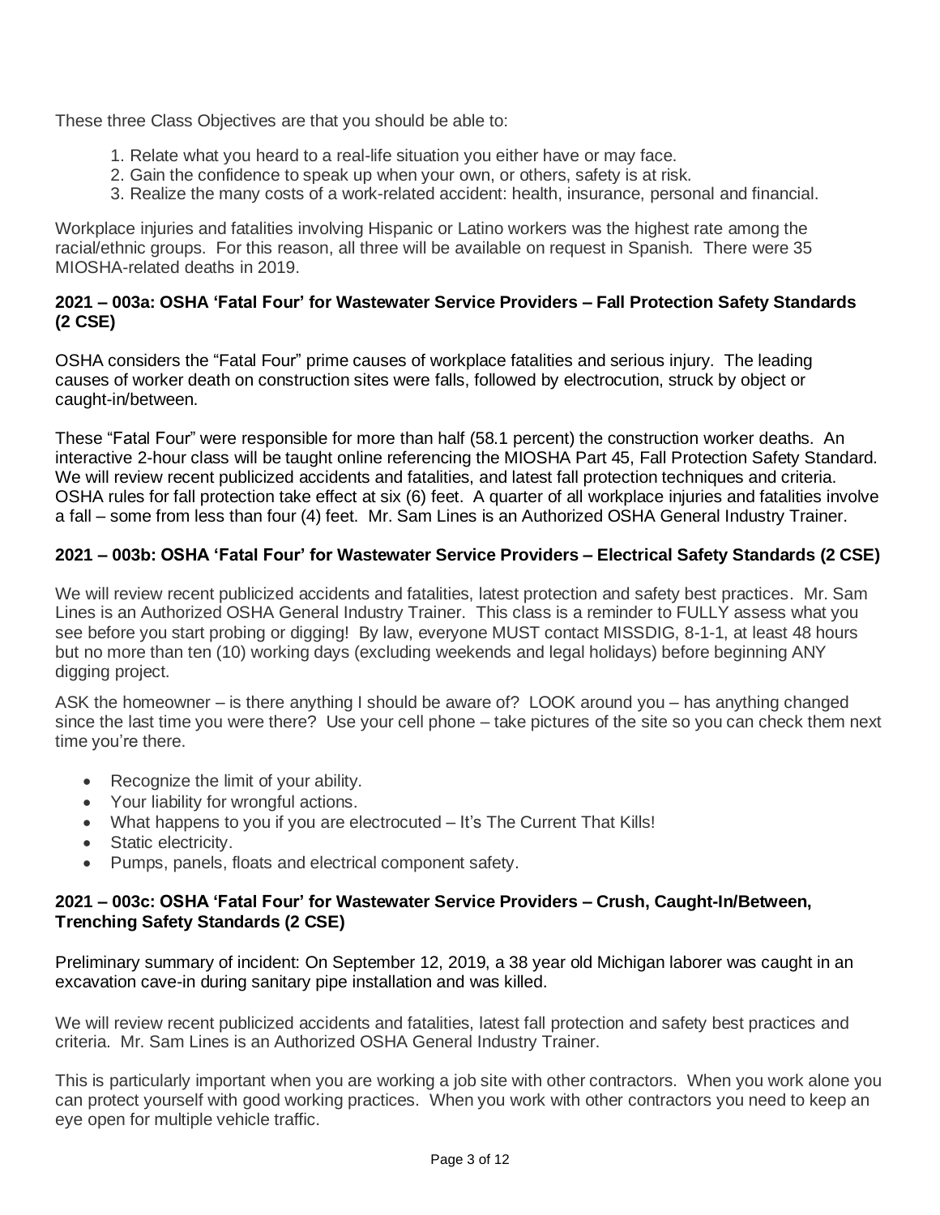These three Class Objectives are that you should be able to:

1. Relate what you heard to a real-life situation you either have or may face.
2. Gain the confidence to speak up when your own, or others, safety is at risk.
3. Realize the many costs of a work-related accident: health, insurance, personal and financial.

Workplace injuries and fatalities involving Hispanic or Latino workers was the highest rate among the racial/ethnic groups. For this reason, all three will be available on request in Spanish. There were 35 MIOSHA-related deaths in 2019.

### 2021 – 003a: OSHA 'Fatal Four' for Wastewater Service Providers – Fall Protection Safety Standards (2 CSE)

OSHA considers the "Fatal Four" prime causes of workplace fatalities and serious injury. The leading causes of worker death on construction sites were falls, followed by electrocution, struck by object or caught-in/between.

These "Fatal Four" were responsible for more than half (58.1 percent) the construction worker deaths. An interactive 2-hour class will be taught online referencing the MIOSHA Part 45, Fall Protection Safety Standard. We will review recent publicized accidents and fatalities, and latest fall protection techniques and criteria. OSHA rules for fall protection take effect at six (6) feet. A quarter of all workplace injuries and fatalities involve a fall – some from less than four (4) feet. Mr. Sam Lines is an Authorized OSHA General Industry Trainer.

### 2021 – 003b: OSHA 'Fatal Four' for Wastewater Service Providers – Electrical Safety Standards (2 CSE)

We will review recent publicized accidents and fatalities, latest protection and safety best practices. Mr. Sam Lines is an Authorized OSHA General Industry Trainer. This class is a reminder to FULLY assess what you see before you start probing or digging! By law, everyone MUST contact MISSDIG, 8-1-1, at least 48 hours but no more than ten (10) working days (excluding weekends and legal holidays) before beginning ANY digging project.

ASK the homeowner – is there anything I should be aware of? LOOK around you – has anything changed since the last time you were there? Use your cell phone – take pictures of the site so you can check them next time you're there.

- Recognize the limit of your ability.
- Your liability for wrongful actions.
- What happens to you if you are electrocuted – It's The Current That Kills!
- Static electricity.
- Pumps, panels, floats and electrical component safety.

### 2021 – 003c: OSHA 'Fatal Four' for Wastewater Service Providers – Crush, Caught-In/Between, Trenching Safety Standards (2 CSE)

Preliminary summary of incident: On September 12, 2019, a 38 year old Michigan laborer was caught in an excavation cave-in during sanitary pipe installation and was killed.

We will review recent publicized accidents and fatalities, latest fall protection and safety best practices and criteria. Mr. Sam Lines is an Authorized OSHA General Industry Trainer.

This is particularly important when you are working a job site with other contractors. When you work alone you can protect yourself with good working practices. When you work with other contractors you need to keep an eye open for multiple vehicle traffic.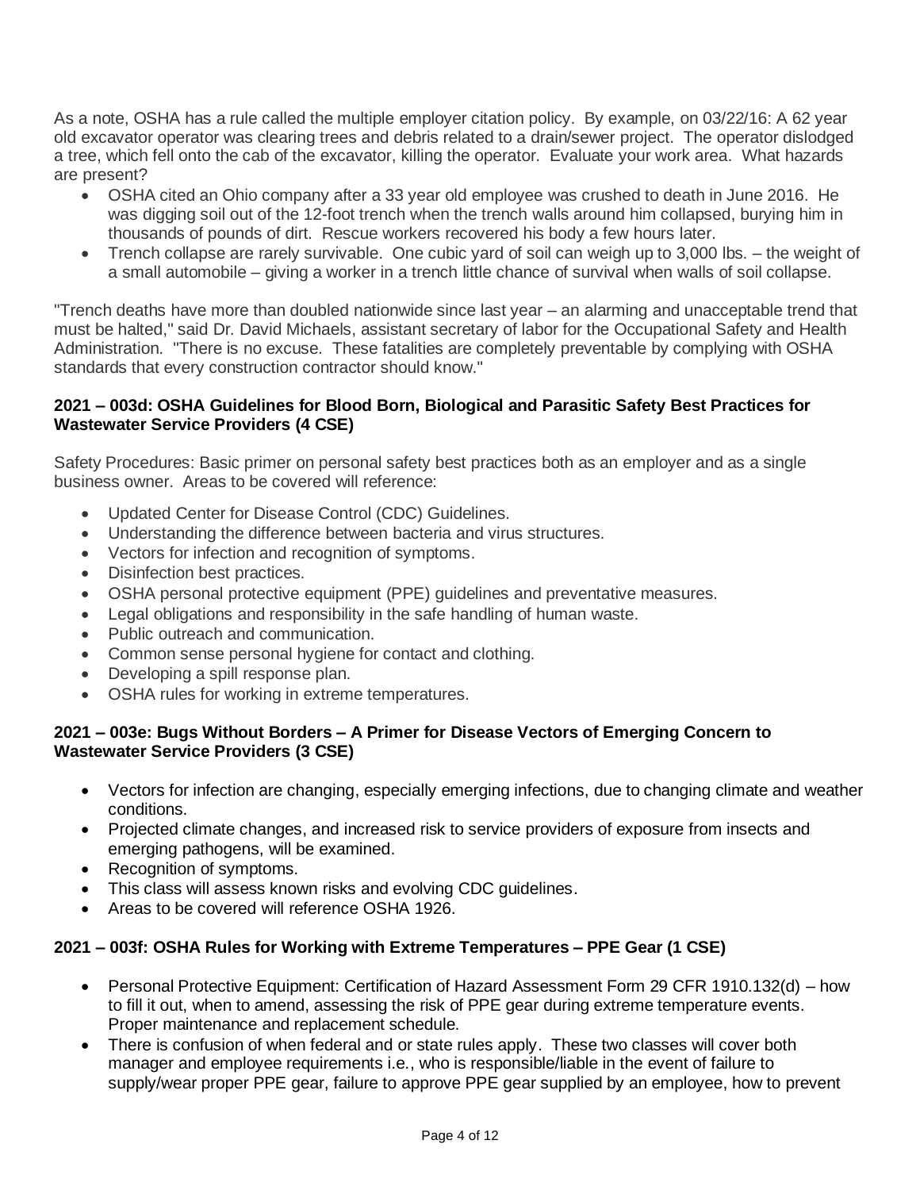As a note, OSHA has a rule called the multiple employer citation policy. By example, on 03/22/16: A 62 year old excavator operator was clearing trees and debris related to a drain/sewer project. The operator dislodged a tree, which fell onto the cab of the excavator, killing the operator. Evaluate your work area. What hazards are present?

- OSHA cited an Ohio company after a 33 year old employee was crushed to death in June 2016. He was digging soil out of the 12-foot trench when the trench walls around him collapsed, burying him in thousands of pounds of dirt. Rescue workers recovered his body a few hours later.
- Trench collapse are rarely survivable. One cubic yard of soil can weigh up to 3,000 lbs. – the weight of a small automobile – giving a worker in a trench little chance of survival when walls of soil collapse.

"Trench deaths have more than doubled nationwide since last year – an alarming and unacceptable trend that must be halted," said Dr. David Michaels, assistant secretary of labor for the Occupational Safety and Health Administration. "There is no excuse. These fatalities are completely preventable by complying with OSHA standards that every construction contractor should know."

**2021 – 003d: OSHA Guidelines for Blood Born, Biological and Parasitic Safety Best Practices for Wastewater Service Providers (4 CSE)**

Safety Procedures: Basic primer on personal safety best practices both as an employer and as a single business owner. Areas to be covered will reference:

- Updated Center for Disease Control (CDC) Guidelines.
- Understanding the difference between bacteria and virus structures.
- Vectors for infection and recognition of symptoms.
- Disinfection best practices.
- OSHA personal protective equipment (PPE) guidelines and preventative measures.
- Legal obligations and responsibility in the safe handling of human waste.
- Public outreach and communication.
- Common sense personal hygiene for contact and clothing.
- Developing a spill response plan.
- OSHA rules for working in extreme temperatures.

**2021 – 003e: Bugs Without Borders – A Primer for Disease Vectors of Emerging Concern to Wastewater Service Providers (3 CSE)**

- Vectors for infection are changing, especially emerging infections, due to changing climate and weather conditions.
- Projected climate changes, and increased risk to service providers of exposure from insects and emerging pathogens, will be examined.
- Recognition of symptoms.
- This class will assess known risks and evolving CDC guidelines.
- Areas to be covered will reference OSHA 1926.

**2021 – 003f: OSHA Rules for Working with Extreme Temperatures – PPE Gear (1 CSE)**

- Personal Protective Equipment: Certification of Hazard Assessment Form 29 CFR 1910.132(d) – how to fill it out, when to amend, assessing the risk of PPE gear during extreme temperature events. Proper maintenance and replacement schedule.
- There is confusion of when federal and or state rules apply. These two classes will cover both manager and employee requirements i.e., who is responsible/liable in the event of failure to supply/wear proper PPE gear, failure to approve PPE gear supplied by an employee, how to prevent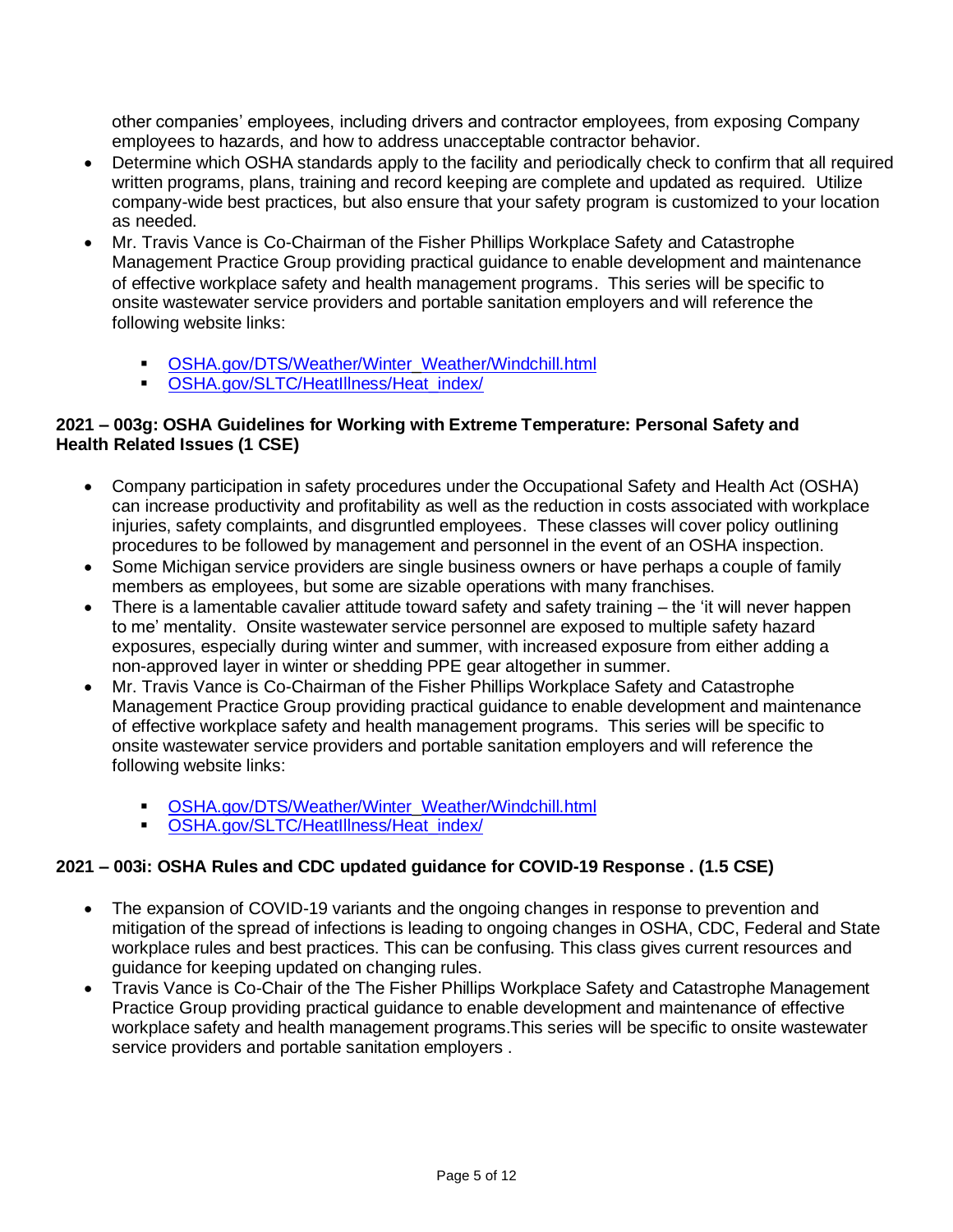other companies' employees, including drivers and contractor employees, from exposing Company employees to hazards, and how to address unacceptable contractor behavior.

- Determine which OSHA standards apply to the facility and periodically check to confirm that all required written programs, plans, training and record keeping are complete and updated as required. Utilize company-wide best practices, but also ensure that your safety program is customized to your location as needed.
- Mr. Travis Vance is Co-Chairman of the Fisher Phillips Workplace Safety and Catastrophe Management Practice Group providing practical guidance to enable development and maintenance of effective workplace safety and health management programs. This series will be specific to onsite wastewater service providers and portable sanitation employers and will reference the following website links:
    - OSHA.gov/DTS/Weather/Winter_Weather/Windchill.html
    - OSHA.gov/SLTC/HeatIllness/Heat_index/

**2021 – 003g: OSHA Guidelines for Working with Extreme Temperature: Personal Safety and Health Related Issues (1 CSE)**

- Company participation in safety procedures under the Occupational Safety and Health Act (OSHA) can increase productivity and profitability as well as the reduction in costs associated with workplace injuries, safety complaints, and disgruntled employees. These classes will cover policy outlining procedures to be followed by management and personnel in the event of an OSHA inspection.
- Some Michigan service providers are single business owners or have perhaps a couple of family members as employees, but some are sizable operations with many franchises.
- There is a lamentable cavalier attitude toward safety and safety training – the 'it will never happen to me' mentality. Onsite wastewater service personnel are exposed to multiple safety hazard exposures, especially during winter and summer, with increased exposure from either adding a non-approved layer in winter or shedding PPE gear altogether in summer.
- Mr. Travis Vance is Co-Chairman of the Fisher Phillips Workplace Safety and Catastrophe Management Practice Group providing practical guidance to enable development and maintenance of effective workplace safety and health management programs. This series will be specific to onsite wastewater service providers and portable sanitation employers and will reference the following website links:
    - OSHA.gov/DTS/Weather/Winter_Weather/Windchill.html
    - OSHA.gov/SLTC/HeatIllness/Heat_index/

**2021 – 003i: OSHA Rules and CDC updated guidance for COVID-19 Response . (1.5 CSE)**

- The expansion of COVID-19 variants and the ongoing changes in response to prevention and mitigation of the spread of infections is leading to ongoing changes in OSHA, CDC, Federal and State workplace rules and best practices. This can be confusing. This class gives current resources and guidance for keeping updated on changing rules.
- Travis Vance is Co-Chair of the The Fisher Phillips Workplace Safety and Catastrophe Management Practice Group providing practical guidance to enable development and maintenance of effective workplace safety and health management programs.This series will be specific to onsite wastewater service providers and portable sanitation employers .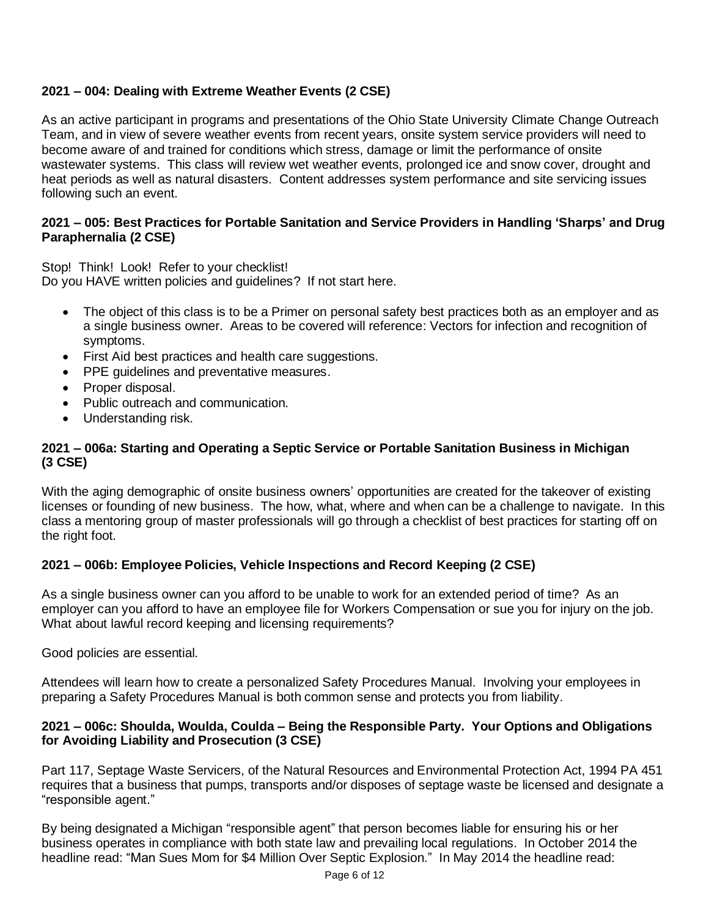**2021 – 004: Dealing with Extreme Weather Events (2 CSE)**

As an active participant in programs and presentations of the Ohio State University Climate Change Outreach Team, and in view of severe weather events from recent years, onsite system service providers will need to become aware of and trained for conditions which stress, damage or limit the performance of onsite wastewater systems. This class will review wet weather events, prolonged ice and snow cover, drought and heat periods as well as natural disasters. Content addresses system performance and site servicing issues following such an event.

**2021 – 005: Best Practices for Portable Sanitation and Service Providers in Handling 'Sharps' and Drug Paraphernalia (2 CSE)**

Stop! Think! Look! Refer to your checklist!
Do you HAVE written policies and guidelines? If not start here.

- The object of this class is to be a Primer on personal safety best practices both as an employer and as a single business owner. Areas to be covered will reference: Vectors for infection and recognition of symptoms.
- First Aid best practices and health care suggestions.
- PPE guidelines and preventative measures.
- Proper disposal.
- Public outreach and communication.
- Understanding risk.

**2021 – 006a: Starting and Operating a Septic Service or Portable Sanitation Business in Michigan (3 CSE)**

With the aging demographic of onsite business owners' opportunities are created for the takeover of existing licenses or founding of new business. The how, what, where and when can be a challenge to navigate. In this class a mentoring group of master professionals will go through a checklist of best practices for starting off on the right foot.

**2021 – 006b: Employee Policies, Vehicle Inspections and Record Keeping (2 CSE)**

As a single business owner can you afford to be unable to work for an extended period of time? As an employer can you afford to have an employee file for Workers Compensation or sue you for injury on the job. What about lawful record keeping and licensing requirements?

Good policies are essential.

Attendees will learn how to create a personalized Safety Procedures Manual. Involving your employees in preparing a Safety Procedures Manual is both common sense and protects you from liability.

**2021 – 006c: Shoulda, Woulda, Coulda – Being the Responsible Party. Your Options and Obligations for Avoiding Liability and Prosecution (3 CSE)**

Part 117, Septage Waste Servicers, of the Natural Resources and Environmental Protection Act, 1994 PA 451 requires that a business that pumps, transports and/or disposes of septage waste be licensed and designate a "responsible agent."

By being designated a Michigan "responsible agent" that person becomes liable for ensuring his or her business operates in compliance with both state law and prevailing local regulations. In October 2014 the headline read: "Man Sues Mom for $4 Million Over Septic Explosion." In May 2014 the headline read: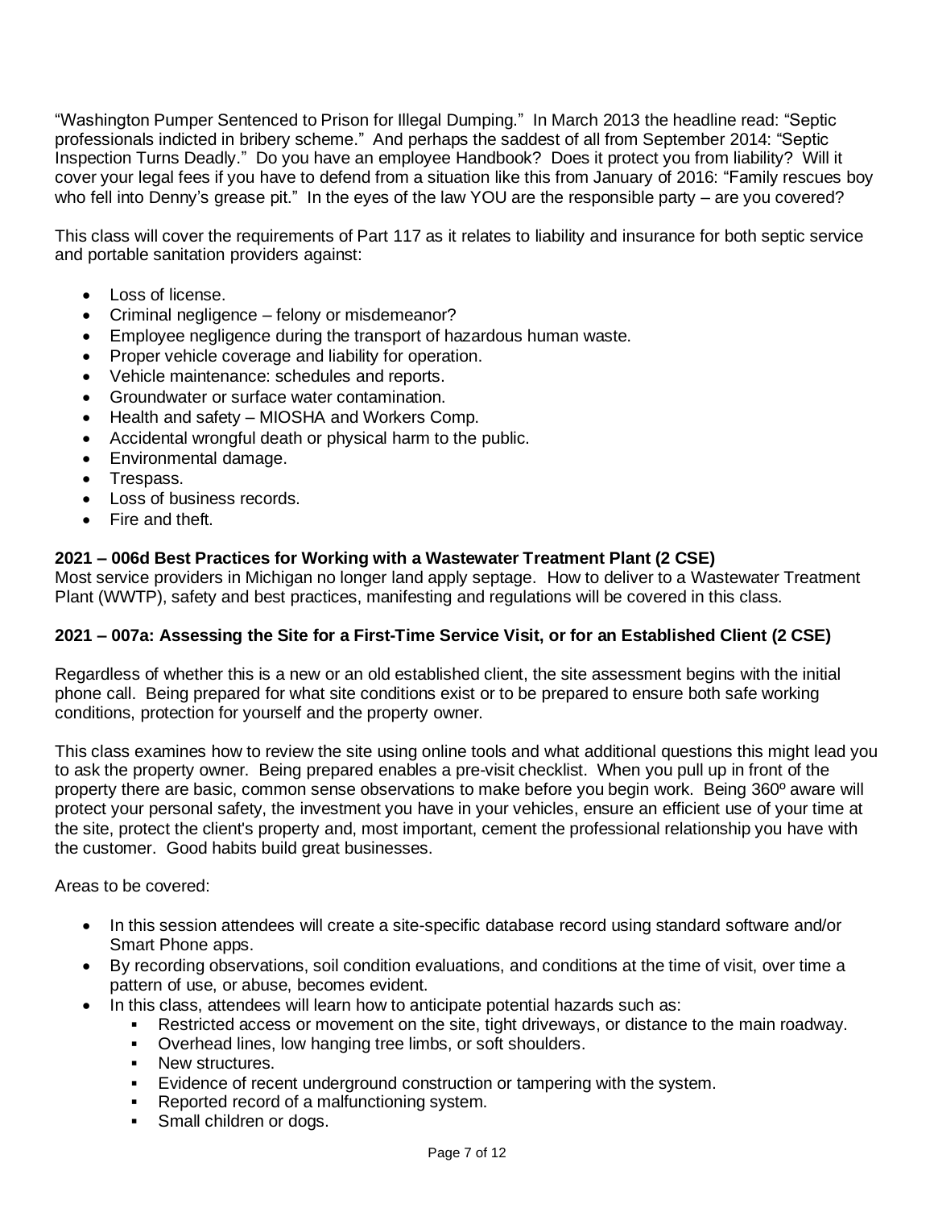"Washington Pumper Sentenced to Prison for Illegal Dumping." In March 2013 the headline read: "Septic professionals indicted in bribery scheme." And perhaps the saddest of all from September 2014: "Septic Inspection Turns Deadly." Do you have an employee Handbook? Does it protect you from liability? Will it cover your legal fees if you have to defend from a situation like this from January of 2016: "Family rescues boy who fell into Denny's grease pit." In the eyes of the law YOU are the responsible party – are you covered?

This class will cover the requirements of Part 117 as it relates to liability and insurance for both septic service and portable sanitation providers against:

- Loss of license.
- Criminal negligence – felony or misdemeanor?
- Employee negligence during the transport of hazardous human waste.
- Proper vehicle coverage and liability for operation.
- Vehicle maintenance: schedules and reports.
- Groundwater or surface water contamination.
- Health and safety – MIOSHA and Workers Comp.
- Accidental wrongful death or physical harm to the public.
- Environmental damage.
- Trespass.
- Loss of business records.
- Fire and theft.

**2021 – 006d Best Practices for Working with a Wastewater Treatment Plant (2 CSE)**

Most service providers in Michigan no longer land apply septage. How to deliver to a Wastewater Treatment Plant (WWTP), safety and best practices, manifesting and regulations will be covered in this class.

**2021 – 007a: Assessing the Site for a First-Time Service Visit, or for an Established Client (2 CSE)**

Regardless of whether this is a new or an old established client, the site assessment begins with the initial phone call. Being prepared for what site conditions exist or to be prepared to ensure both safe working conditions, protection for yourself and the property owner.

This class examines how to review the site using online tools and what additional questions this might lead you to ask the property owner. Being prepared enables a pre-visit checklist. When you pull up in front of the property there are basic, common sense observations to make before you begin work. Being 360º aware will protect your personal safety, the investment you have in your vehicles, ensure an efficient use of your time at the site, protect the client's property and, most important, cement the professional relationship you have with the customer. Good habits build great businesses.

Areas to be covered:

- In this session attendees will create a site-specific database record using standard software and/or Smart Phone apps.
- By recording observations, soil condition evaluations, and conditions at the time of visit, over time a pattern of use, or abuse, becomes evident.
- In this class, attendees will learn how to anticipate potential hazards such as:
    - Restricted access or movement on the site, tight driveways, or distance to the main roadway.
    - Overhead lines, low hanging tree limbs, or soft shoulders.
    - New structures.
    - Evidence of recent underground construction or tampering with the system.
    - Reported record of a malfunctioning system.
    - Small children or dogs.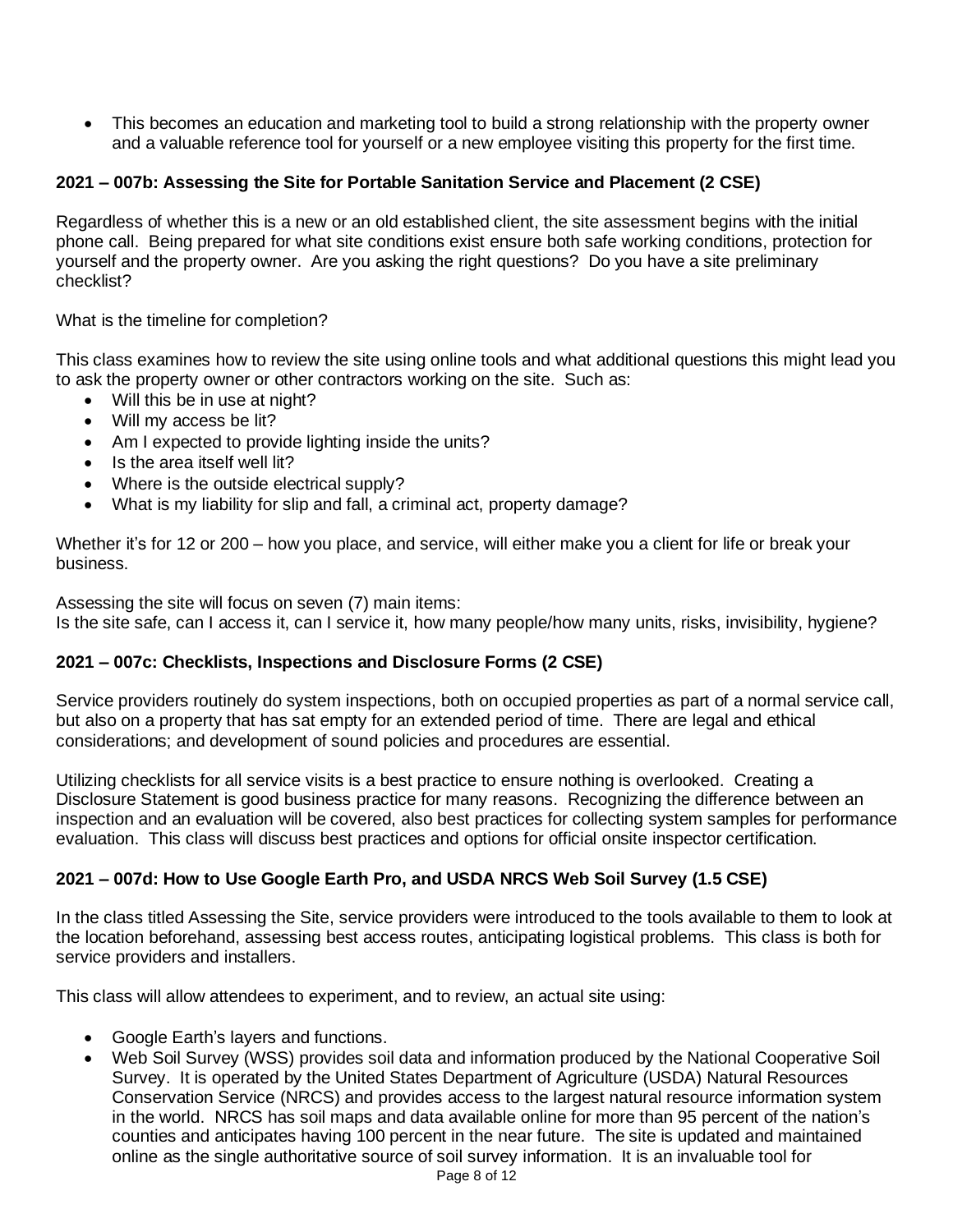- This becomes an education and marketing tool to build a strong relationship with the property owner and a valuable reference tool for yourself or a new employee visiting this property for the first time.

### 2021 – 007b: Assessing the Site for Portable Sanitation Service and Placement (2 CSE)

Regardless of whether this is a new or an old established client, the site assessment begins with the initial phone call. Being prepared for what site conditions exist ensure both safe working conditions, protection for yourself and the property owner. Are you asking the right questions? Do you have a site preliminary checklist?

What is the timeline for completion?

This class examines how to review the site using online tools and what additional questions this might lead you to ask the property owner or other contractors working on the site. Such as:

- Will this be in use at night?
- Will my access be lit?
- Am I expected to provide lighting inside the units?
- Is the area itself well lit?
- Where is the outside electrical supply?
- What is my liability for slip and fall, a criminal act, property damage?

Whether it's for 12 or 200 – how you place, and service, will either make you a client for life or break your business.

Assessing the site will focus on seven (7) main items:
Is the site safe, can I access it, can I service it, how many people/how many units, risks, invisibility, hygiene?

### 2021 – 007c: Checklists, Inspections and Disclosure Forms (2 CSE)

Service providers routinely do system inspections, both on occupied properties as part of a normal service call, but also on a property that has sat empty for an extended period of time. There are legal and ethical considerations; and development of sound policies and procedures are essential.

Utilizing checklists for all service visits is a best practice to ensure nothing is overlooked. Creating a Disclosure Statement is good business practice for many reasons. Recognizing the difference between an inspection and an evaluation will be covered, also best practices for collecting system samples for performance evaluation. This class will discuss best practices and options for official onsite inspector certification.

### 2021 – 007d: How to Use Google Earth Pro, and USDA NRCS Web Soil Survey (1.5 CSE)

In the class titled Assessing the Site, service providers were introduced to the tools available to them to look at the location beforehand, assessing best access routes, anticipating logistical problems. This class is both for service providers and installers.

This class will allow attendees to experiment, and to review, an actual site using:

- Google Earth's layers and functions.
- Web Soil Survey (WSS) provides soil data and information produced by the National Cooperative Soil Survey. It is operated by the United States Department of Agriculture (USDA) Natural Resources Conservation Service (NRCS) and provides access to the largest natural resource information system in the world. NRCS has soil maps and data available online for more than 95 percent of the nation's counties and anticipates having 100 percent in the near future. The site is updated and maintained online as the single authoritative source of soil survey information. It is an invaluable tool for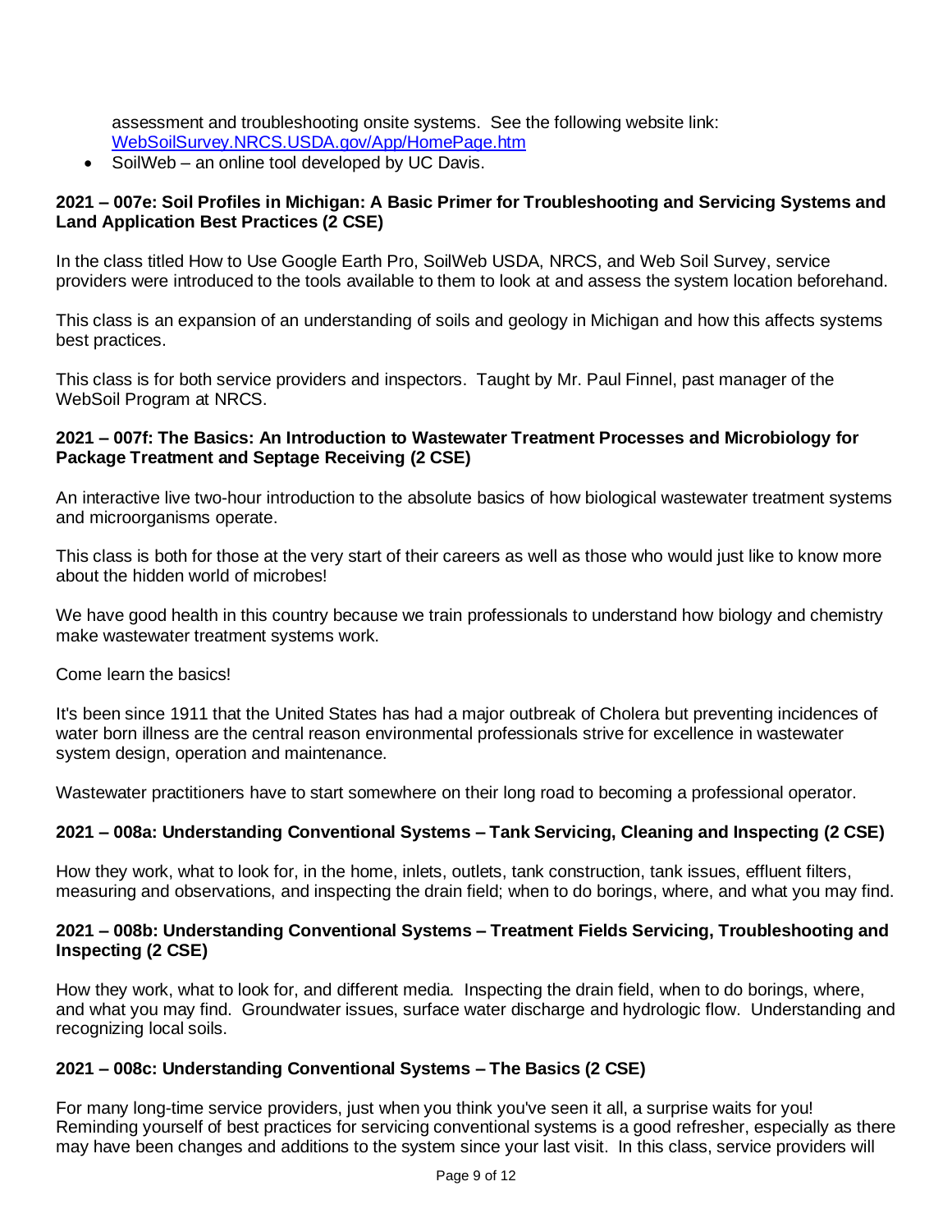assessment and troubleshooting onsite systems. See the following website link: [WebSoilSurvey.NRCS.USDA.gov/App/HomePage.htm](WebSoilSurvey.NRCS.USDA.gov/App/HomePage.htm)

- SoilWeb – an online tool developed by UC Davis.

**2021 – 007e: Soil Profiles in Michigan: A Basic Primer for Troubleshooting and Servicing Systems and Land Application Best Practices (2 CSE)**

In the class titled How to Use Google Earth Pro, SoilWeb USDA, NRCS, and Web Soil Survey, service providers were introduced to the tools available to them to look at and assess the system location beforehand.

This class is an expansion of an understanding of soils and geology in Michigan and how this affects systems best practices.

This class is for both service providers and inspectors. Taught by Mr. Paul Finnel, past manager of the WebSoil Program at NRCS.

**2021 – 007f: The Basics: An Introduction to Wastewater Treatment Processes and Microbiology for Package Treatment and Septage Receiving (2 CSE)**

An interactive live two-hour introduction to the absolute basics of how biological wastewater treatment systems and microorganisms operate.

This class is both for those at the very start of their careers as well as those who would just like to know more about the hidden world of microbes!

We have good health in this country because we train professionals to understand how biology and chemistry make wastewater treatment systems work.

Come learn the basics!

It's been since 1911 that the United States has had a major outbreak of Cholera but preventing incidences of water born illness are the central reason environmental professionals strive for excellence in wastewater system design, operation and maintenance.

Wastewater practitioners have to start somewhere on their long road to becoming a professional operator.

**2021 – 008a: Understanding Conventional Systems – Tank Servicing, Cleaning and Inspecting (2 CSE)**

How they work, what to look for, in the home, inlets, outlets, tank construction, tank issues, effluent filters, measuring and observations, and inspecting the drain field; when to do borings, where, and what you may find.

**2021 – 008b: Understanding Conventional Systems – Treatment Fields Servicing, Troubleshooting and Inspecting (2 CSE)**

How they work, what to look for, and different media. Inspecting the drain field, when to do borings, where, and what you may find. Groundwater issues, surface water discharge and hydrologic flow. Understanding and recognizing local soils.

**2021 – 008c: Understanding Conventional Systems – The Basics (2 CSE)**

For many long-time service providers, just when you think you've seen it all, a surprise waits for you! Reminding yourself of best practices for servicing conventional systems is a good refresher, especially as there may have been changes and additions to the system since your last visit. In this class, service providers will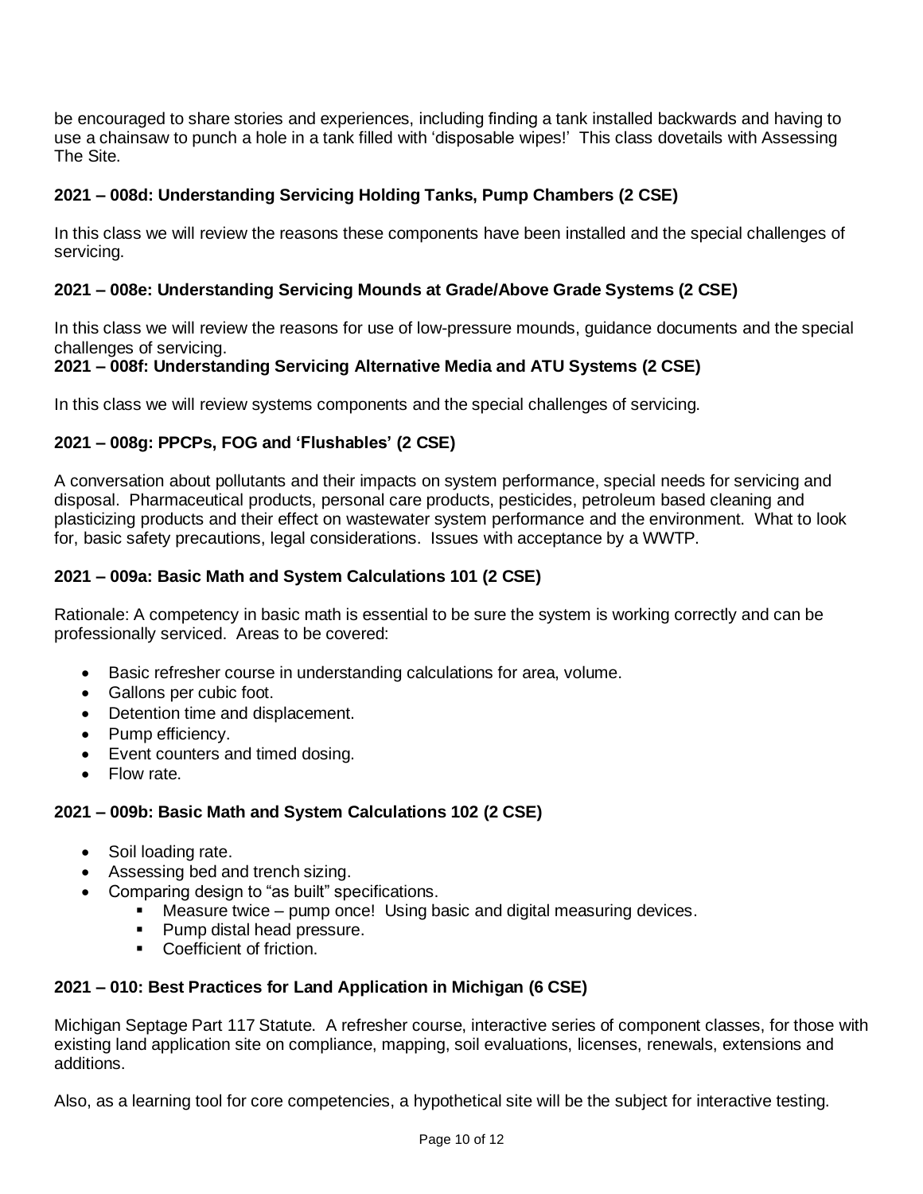be encouraged to share stories and experiences, including finding a tank installed backwards and having to use a chainsaw to punch a hole in a tank filled with 'disposable wipes!' This class dovetails with Assessing The Site.

### 2021 – 008d: Understanding Servicing Holding Tanks, Pump Chambers (2 CSE)

In this class we will review the reasons these components have been installed and the special challenges of servicing.

### 2021 – 008e: Understanding Servicing Mounds at Grade/Above Grade Systems (2 CSE)

In this class we will review the reasons for use of low-pressure mounds, guidance documents and the special challenges of servicing.

### 2021 – 008f: Understanding Servicing Alternative Media and ATU Systems (2 CSE)

In this class we will review systems components and the special challenges of servicing.

### 2021 – 008g: PPCPs, FOG and 'Flushables' (2 CSE)

A conversation about pollutants and their impacts on system performance, special needs for servicing and disposal. Pharmaceutical products, personal care products, pesticides, petroleum based cleaning and plasticizing products and their effect on wastewater system performance and the environment. What to look for, basic safety precautions, legal considerations. Issues with acceptance by a WWTP.

### 2021 – 009a: Basic Math and System Calculations 101 (2 CSE)

Rationale: A competency in basic math is essential to be sure the system is working correctly and can be professionally serviced. Areas to be covered:

- Basic refresher course in understanding calculations for area, volume.
- Gallons per cubic foot.
- Detention time and displacement.
- Pump efficiency.
- Event counters and timed dosing.
- Flow rate.

### 2021 – 009b: Basic Math and System Calculations 102 (2 CSE)

- Soil loading rate.
- Assessing bed and trench sizing.
- Comparing design to "as built" specifications.
  - Measure twice – pump once! Using basic and digital measuring devices.
  - Pump distal head pressure.
  - Coefficient of friction.

### 2021 – 010: Best Practices for Land Application in Michigan (6 CSE)

Michigan Septage Part 117 Statute. A refresher course, interactive series of component classes, for those with existing land application site on compliance, mapping, soil evaluations, licenses, renewals, extensions and additions.

Also, as a learning tool for core competencies, a hypothetical site will be the subject for interactive testing.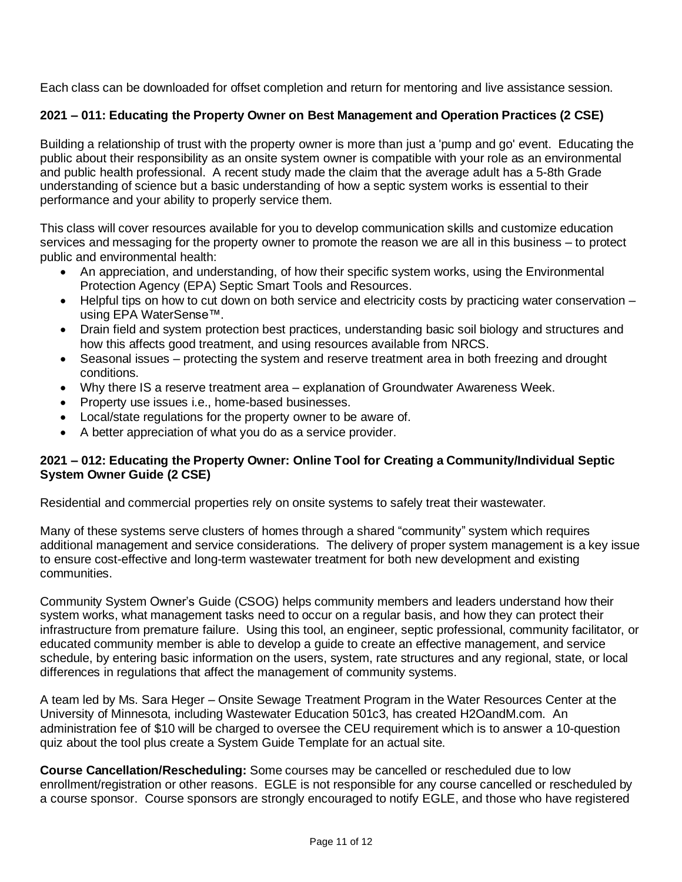Each class can be downloaded for offset completion and return for mentoring and live assistance session.

**2021 – 011: Educating the Property Owner on Best Management and Operation Practices (2 CSE)**

Building a relationship of trust with the property owner is more than just a 'pump and go' event. Educating the public about their responsibility as an onsite system owner is compatible with your role as an environmental and public health professional. A recent study made the claim that the average adult has a 5-8th Grade understanding of science but a basic understanding of how a septic system works is essential to their performance and your ability to properly service them.

This class will cover resources available for you to develop communication skills and customize education services and messaging for the property owner to promote the reason we are all in this business – to protect public and environmental health:

- An appreciation, and understanding, of how their specific system works, using the Environmental Protection Agency (EPA) Septic Smart Tools and Resources.
- Helpful tips on how to cut down on both service and electricity costs by practicing water conservation – using EPA WaterSense™.
- Drain field and system protection best practices, understanding basic soil biology and structures and how this affects good treatment, and using resources available from NRCS.
- Seasonal issues – protecting the system and reserve treatment area in both freezing and drought conditions.
- Why there IS a reserve treatment area – explanation of Groundwater Awareness Week.
- Property use issues i.e., home-based businesses.
- Local/state regulations for the property owner to be aware of.
- A better appreciation of what you do as a service provider.

**2021 – 012: Educating the Property Owner: Online Tool for Creating a Community/Individual Septic System Owner Guide (2 CSE)**

Residential and commercial properties rely on onsite systems to safely treat their wastewater.

Many of these systems serve clusters of homes through a shared "community" system which requires additional management and service considerations. The delivery of proper system management is a key issue to ensure cost-effective and long-term wastewater treatment for both new development and existing communities.

Community System Owner's Guide (CSOG) helps community members and leaders understand how their system works, what management tasks need to occur on a regular basis, and how they can protect their infrastructure from premature failure. Using this tool, an engineer, septic professional, community facilitator, or educated community member is able to develop a guide to create an effective management, and service schedule, by entering basic information on the users, system, rate structures and any regional, state, or local differences in regulations that affect the management of community systems.

A team led by Ms. Sara Heger – Onsite Sewage Treatment Program in the Water Resources Center at the University of Minnesota, including Wastewater Education 501c3, has created H2OandM.com. An administration fee of $10 will be charged to oversee the CEU requirement which is to answer a 10-question quiz about the tool plus create a System Guide Template for an actual site.

**Course Cancellation/Rescheduling:** Some courses may be cancelled or rescheduled due to low enrollment/registration or other reasons. EGLE is not responsible for any course cancelled or rescheduled by a course sponsor. Course sponsors are strongly encouraged to notify EGLE, and those who have registered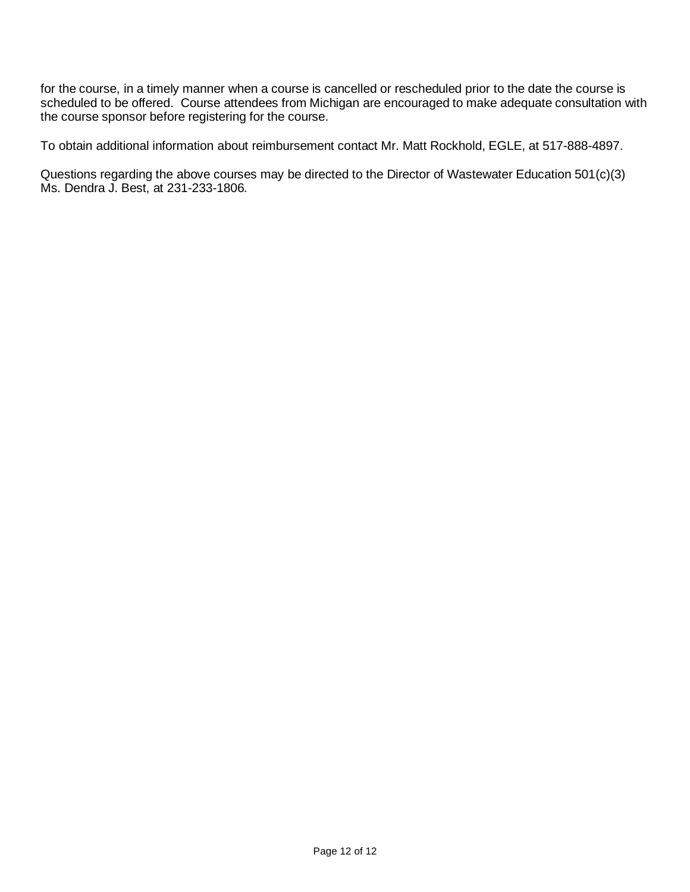for the course, in a timely manner when a course is cancelled or rescheduled prior to the date the course is scheduled to be offered. Course attendees from Michigan are encouraged to make adequate consultation with the course sponsor before registering for the course.

To obtain additional information about reimbursement contact Mr. Matt Rockhold, EGLE, at 517-888-4897.

Questions regarding the above courses may be directed to the Director of Wastewater Education 501(c)(3) Ms. Dendra J. Best, at 231-233-1806.